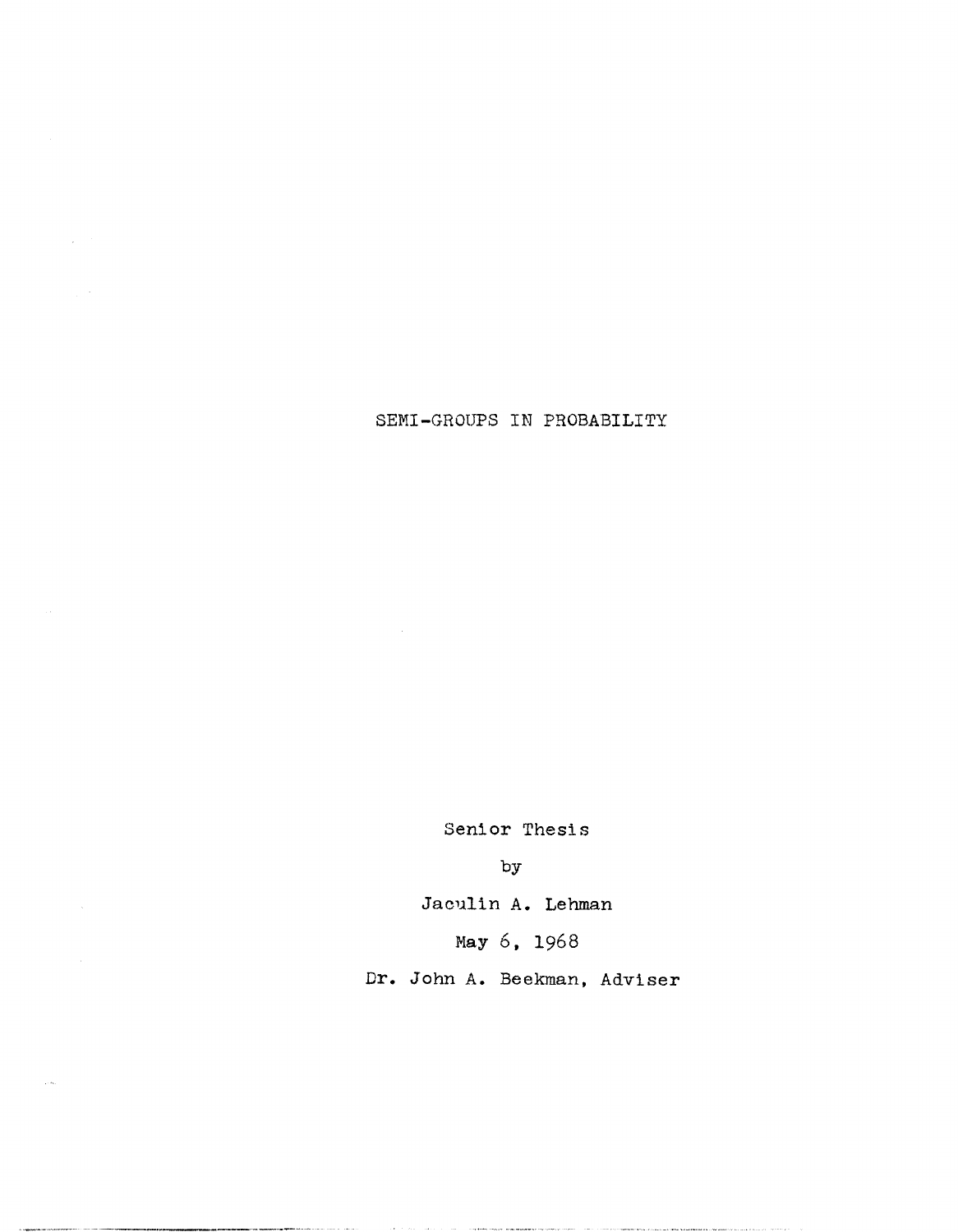# SEMI-GROUPS IN PROBABILITY

Senior Thesis

by

Jaculin A. Lehman

May 6, 1968

Dr. John A. Beekman, Adviser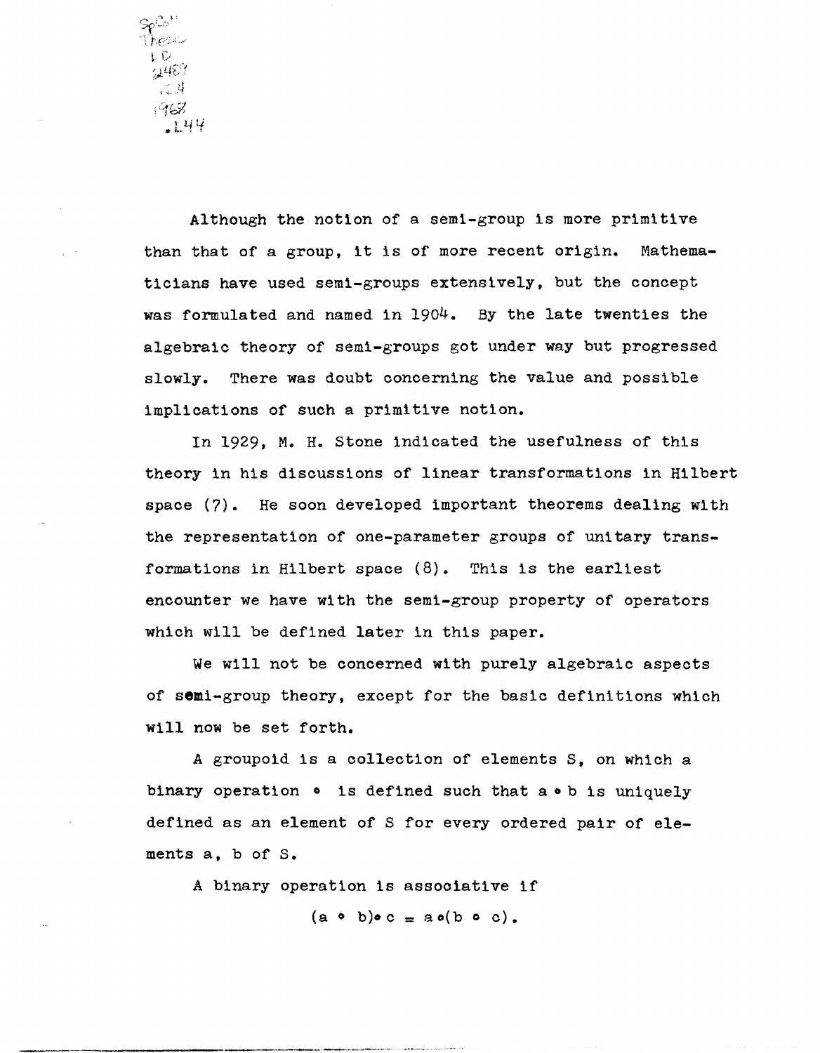Although the notion of a semi-group is more primitive than that of a group, it is of more recent origin. Mathematicians have used semi-groups extensively, but the concept was formulated and named in 1904. By the late twenties the algebraic theory of semi-groups got under way but progressed slowly. There was doubt concerning the value and possible implications of such a primitive notion.

In 1929, M. H. Stone indicated the usefulness of this theory in his discussions of linear transformations in Hilbert space (7). He soon developed important theorems dealing with the representation of one-parameter groups of unitary transformations in Hilbert space (8). This is the earliest encounter we have with the semi-group property of operators which will be defined later in this paper.

We will not be concerned with purely algebraic aspects of semi-group theory, except for the basic definitions which will now be set forth.

A groupoid is a collection of elements S, on which a binary operation $\circ$ is defined such that $a \circ b$ is uniquely defined as an element of S for every ordered pair of elements a, b of S.

A binary operation is associative if

$$(a \circ b) \circ c = a \circ (b \circ c).$$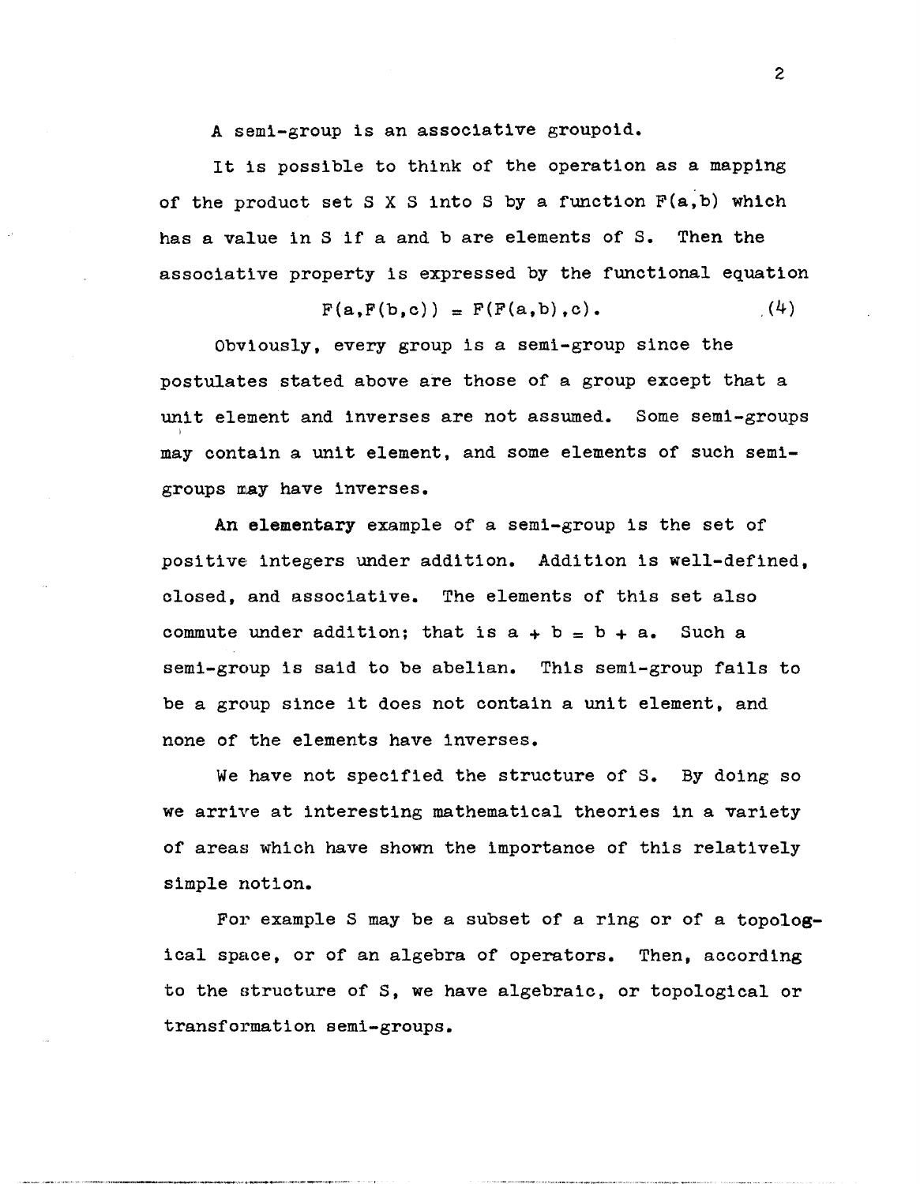A semi-group is an associative groupoid.

It is possible to think of the operation as a mapping of the product set $S \times S$ into $S$ by a function $F(a,b)$ which has a value in $S$ if $a$ and $b$ are elements of $S$. Then the associative property is expressed by the functional equation

$$F(a,F(b,c)) = F(F(a,b),c). \qquad (4)$$

Obviously, every group is a semi-group since the postulates stated above are those of a group except that a unit element and inverses are not assumed. Some semi-groups may contain a unit element, and some elements of such semi-groups may have inverses.

An elementary example of a semi-group is the set of positive integers under addition. Addition is well-defined, closed, and associative. The elements of this set also commute under addition; that is $a + b = b + a$. Such a semi-group is said to be abelian. This semi-group fails to be a group since it does not contain a unit element, and none of the elements have inverses.

We have not specified the structure of $S$. By doing so we arrive at interesting mathematical theories in a variety of areas which have shown the importance of this relatively simple notion.

For example $S$ may be a subset of a ring or of a topological space, or of an algebra of operators. Then, according to the structure of $S$, we have algebraic, or topological or transformation semi-groups.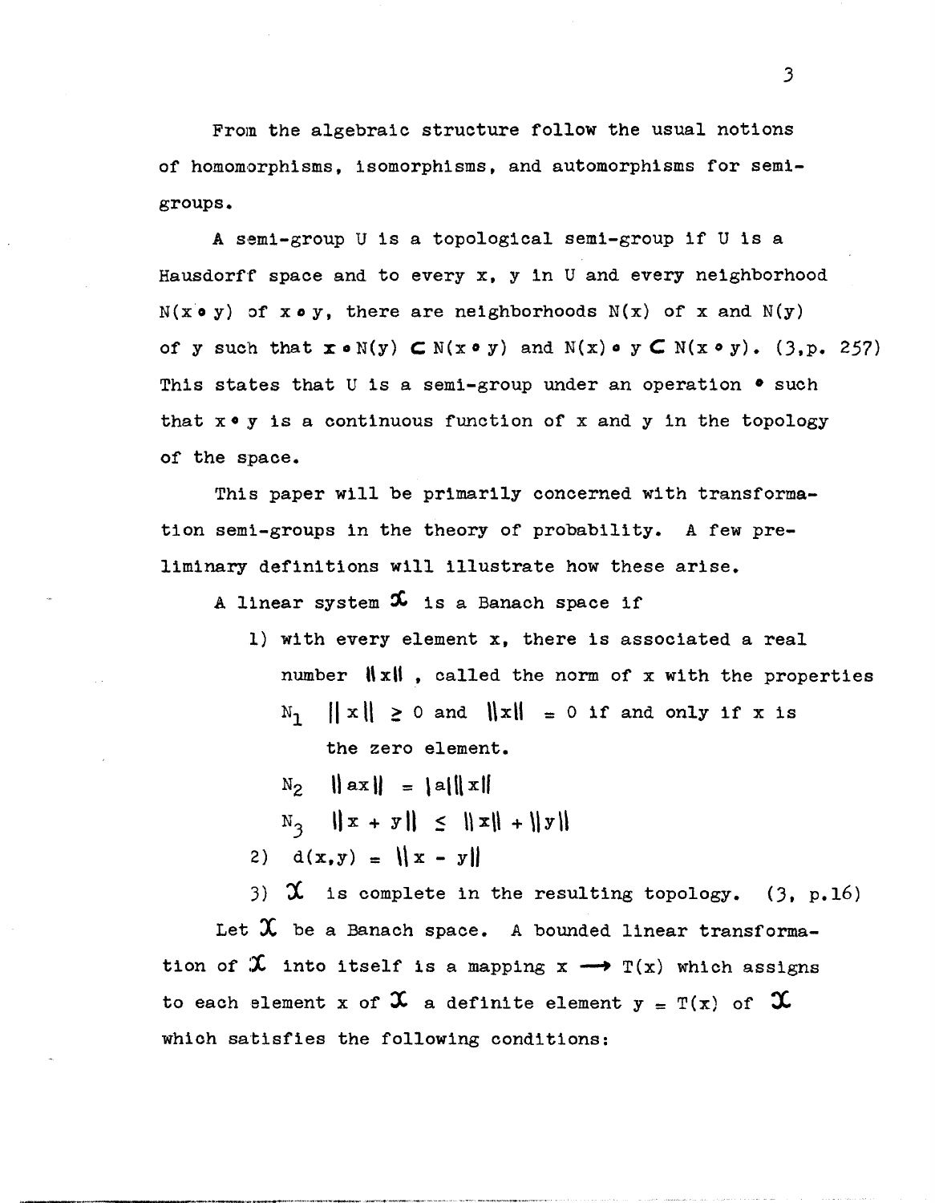From the algebraic structure follow the usual notions of homomorphisms, isomorphisms, and automorphisms for semi-groups.

A semi-group U is a topological semi-group if U is a Hausdorff space and to every x, y in U and every neighborhood $N(x \circ y)$ of $x \circ y$, there are neighborhoods $N(x)$ of x and $N(y)$ of y such that $x \circ N(y) \subset N(x \circ y)$ and $N(x) \circ y \subset N(x \circ y)$. (3,p. 257) This states that U is a semi-group under an operation $\circ$ such that $x \circ y$ is a continuous function of x and y in the topology of the space.

This paper will be primarily concerned with transformation semi-groups in the theory of probability. A few preliminary definitions will illustrate how these arise.

A linear system $\mathfrak{X}$ is a Banach space if

1) with every element x, there is associated a real number $\|x\|$, called the norm of x with the properties

   $N_1$ $\|x\| \geq 0$ and $\|x\| = 0$ if and only if x is the zero element.

   $N_2$ $\|ax\| = |a|\|x\|$

   $N_3$ $\|x + y\| \leq \|x\| + \|y\|$

2) $d(x,y) = \|x - y\|$

3) $\mathfrak{X}$ is complete in the resulting topology. (3, p.16)

Let $\mathfrak{X}$ be a Banach space. A bounded linear transformation of $\mathfrak{X}$ into itself is a mapping $x \longrightarrow T(x)$ which assigns to each element x of $\mathfrak{X}$ a definite element $y = T(x)$ of $\mathfrak{X}$ which satisfies the following conditions: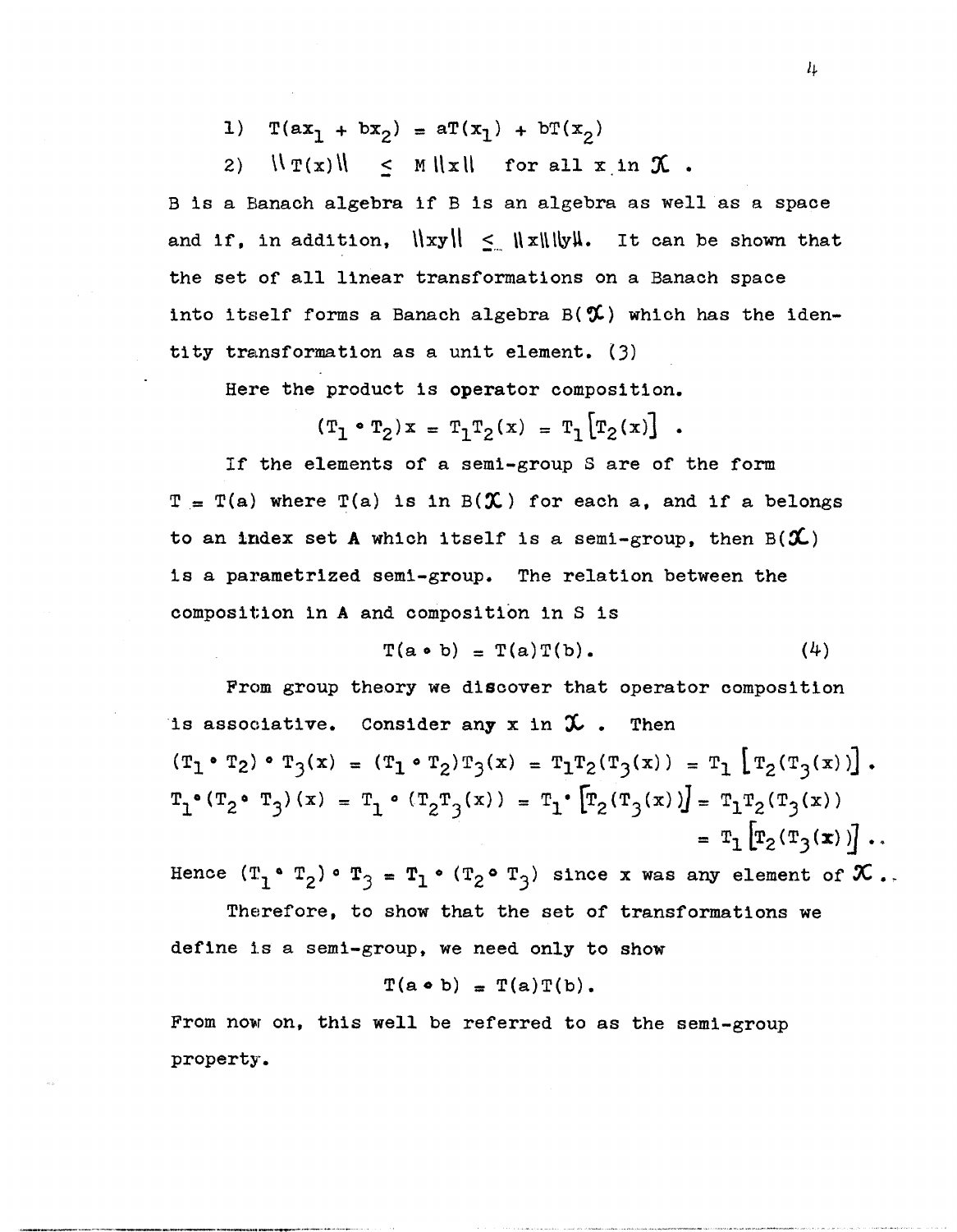1) $T(ax_1 + bx_2) = aT(x_1) + bT(x_2)$

2) $\|T(x)\| \leq M\|x\|$ for all $x$ in $\mathfrak{X}$.

B is a Banach algebra if B is an algebra as well as a space and if, in addition, $\|xy\| \leq \|x\|\|y\|$. It can be shown that the set of all linear transformations on a Banach space into itself forms a Banach algebra $B(\mathfrak{X})$ which has the identity transformation as a unit element. (3)

Here the product is operator composition.

$$(T_1 \circ T_2)x = T_1T_2(x) = T_1\left[T_2(x)\right].$$

If the elements of a semi-group S are of the form $T = T(a)$ where $T(a)$ is in $B(\mathfrak{X})$ for each a, and if a belongs to an index set **A** which itself is a semi-group, then $B(\mathfrak{X})$ is a parametrized semi-group. The relation between the composition in **A** and composition in S is

$$T(a \circ b) = T(a)T(b). \qquad (4)$$

From group theory we discover that operator composition is associative. Consider any x in $\mathfrak{X}$. Then

$$(T_1 \circ T_2) \circ T_3(x) = (T_1 \circ T_2)T_3(x) = T_1T_2(T_3(x)) = T_1\left[T_2(T_3(x))\right].$$

$$T_1 \circ (T_2 \circ T_3)(x) = T_1 \circ (T_2T_3(x)) = T_1 \cdot \left[T_2(T_3(x))\right] = T_1T_2(T_3(x)) = T_1\left[T_2(T_3(x))\right].$$

Hence $(T_1 \circ T_2) \circ T_3 = T_1 \circ (T_2 \circ T_3)$ since x was any element of $\mathfrak{X}$.

Therefore, to show that the set of transformations we define is a semi-group, we need only to show

$$T(a \circ b) = T(a)T(b).$$

From now on, this well be referred to as the semi-group property.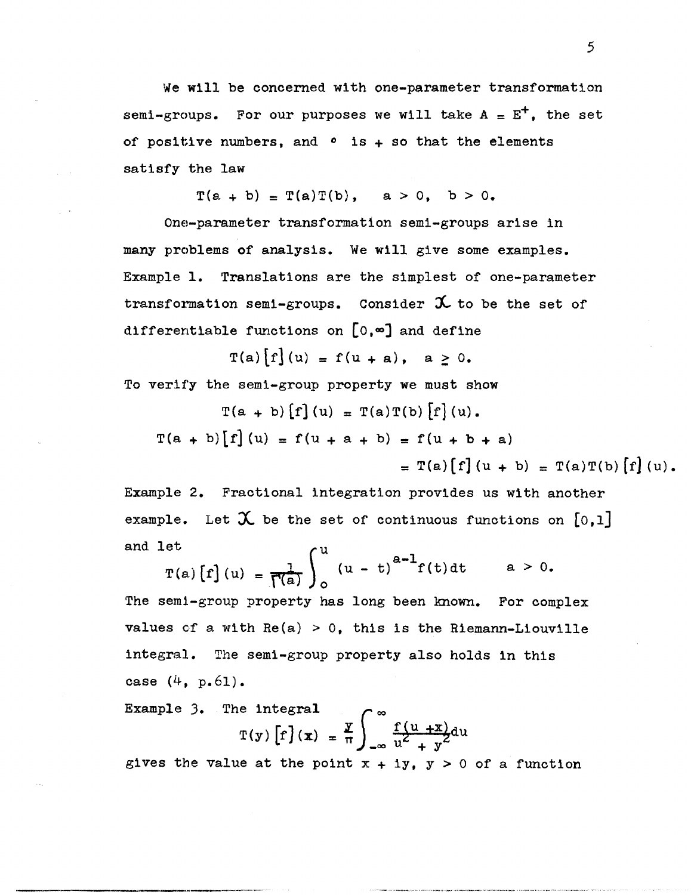We will be concerned with one-parameter transformation semi-groups. For our purposes we will take $A = E^+$, the set of positive numbers, and $\circ$ is $+$ so that the elements satisfy the law

$$T(a + b) = T(a)T(b), \quad a > 0, \quad b > 0.$$

One-parameter transformation semi-groups arise in many problems of analysis. We will give some examples.

Example 1. Translations are the simplest of one-parameter transformation semi-groups. Consider $\mathcal{X}$ to be the set of differentiable functions on $[0,\infty]$ and define

$$T(a)[f](u) = f(u + a), \quad a \geq 0.$$

To verify the semi-group property we must show

$$T(a + b)[f](u) = T(a)T(b)[f](u).$$

$$T(a + b)[f](u) = f(u + a + b) = f(u + b + a)$$
$$= T(a)[f](u + b) = T(a)T(b)[f](u).$$

Example 2. Fractional integration provides us with another example. Let $\mathcal{X}$ be the set of continuous functions on $[0,1]$ and let

$$T(a)[f](u) = \frac{1}{\Gamma(a)} \int_0^u (u - t)^{a-1} f(t)\,dt \qquad a > 0.$$

The semi-group property has long been known. For complex values of a with $\mathrm{Re}(a) > 0$, this is the Riemann-Liouville integral. The semi-group property also holds in this case (4, p.61).

Example 3. The integral

$$T(y)[f](x) = \frac{y}{\pi} \int_{-\infty}^{\infty} \frac{f(u + x)}{u^2 + y^2}\,du$$

gives the value at the point $x + iy$, $y > 0$ of a function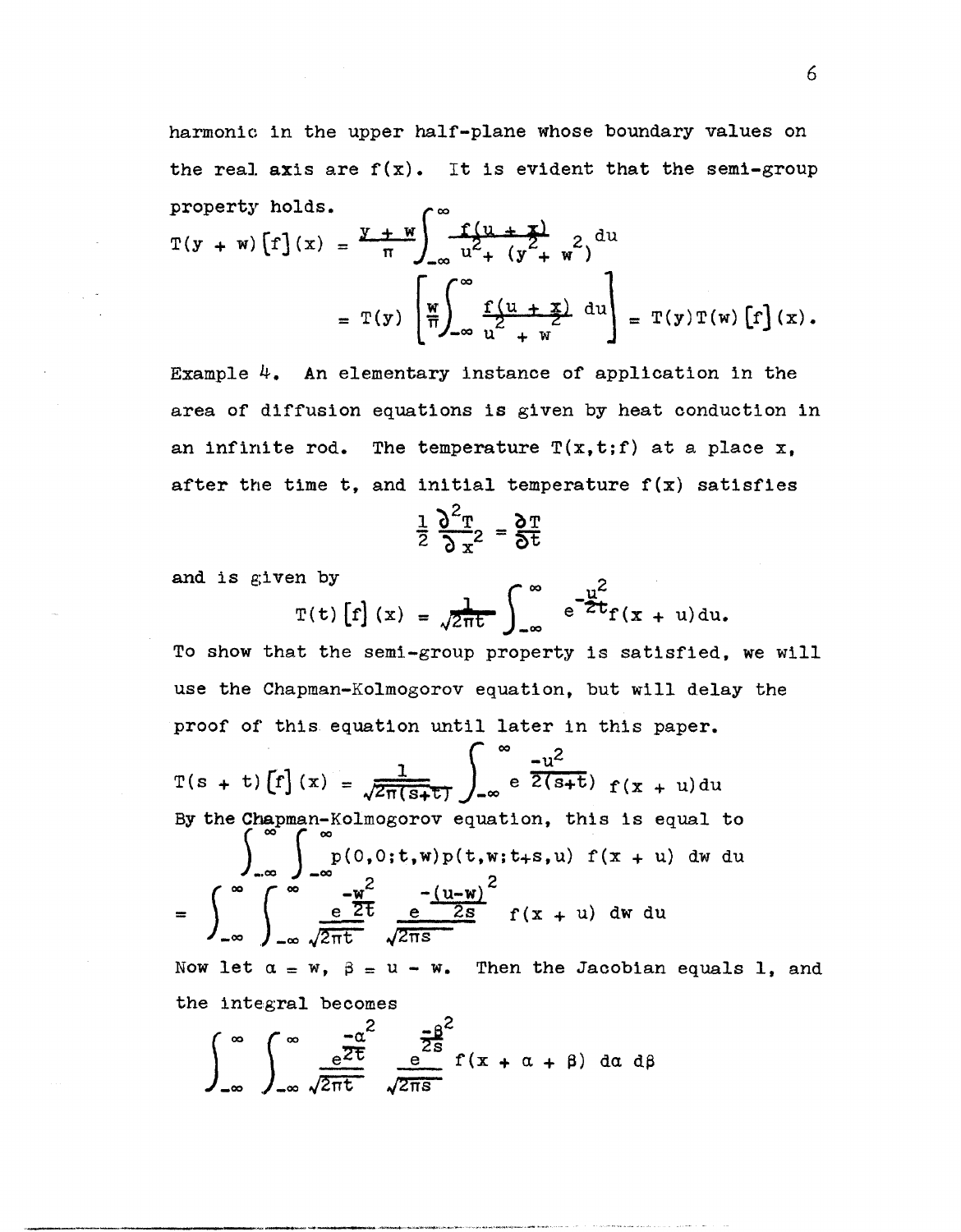harmonic in the upper half-plane whose boundary values on the real axis are $f(x)$. It is evident that the semi-group property holds.

$$T(y + w)[f](x) = \frac{y + w}{\pi}\int_{-\infty}^{\infty} \frac{f(u + x)}{u^2 + (y^2 + w^2)} du$$

$$= T(y)\left[\frac{w}{\pi}\int_{-\infty}^{\infty} \frac{f(u + x)}{u^2 + w^2} du\right] = T(y)T(w)[f](x).$$

Example 4. An elementary instance of application in the area of diffusion equations is given by heat conduction in an infinite rod. The temperature $T(x,t;f)$ at a place $x$, after the time $t$, and initial temperature $f(x)$ satisfies

$$\frac{1}{2}\frac{\partial^2 T}{\partial x^2} = \frac{\partial T}{\partial t}$$

and is given by

$$T(t)[f](x) = \frac{1}{\sqrt{2\pi t}}\int_{-\infty}^{\infty} e^{\frac{-u^2}{2t}} f(x + u)du.$$

To show that the semi-group property is satisfied, we will use the Chapman-Kolmogorov equation, but will delay the proof of this equation until later in this paper.

$$T(s + t)[f](x) = \frac{1}{\sqrt{2\pi(s+t)}}\int_{-\infty}^{\infty} e^{\frac{-u^2}{2(s+t)}} f(x + u)du$$

By the Chapman-Kolmogorov equation, this is equal to

$$\int_{-\infty}^{\infty}\int_{-\infty}^{\infty} p(0,0;t,w)p(t,w;t+s,u)\ f(x + u)\ dw\ du$$

$$= \int_{-\infty}^{\infty}\int_{-\infty}^{\infty} \frac{e^{\frac{-w^2}{2t}}}{\sqrt{2\pi t}} \frac{e^{\frac{-(u-w)^2}{2s}}}{\sqrt{2\pi s}}\ f(x + u)\ dw\ du$$

Now let $\alpha = w$, $\beta = u - w$. Then the Jacobian equals 1, and the integral becomes

$$\int_{-\infty}^{\infty}\int_{-\infty}^{\infty} \frac{e^{\frac{-\alpha^2}{2t}}}{\sqrt{2\pi t}} \frac{e^{\frac{-\beta^2}{2s}}}{\sqrt{2\pi s}}\ f(x + \alpha + \beta)\ d\alpha\ d\beta$$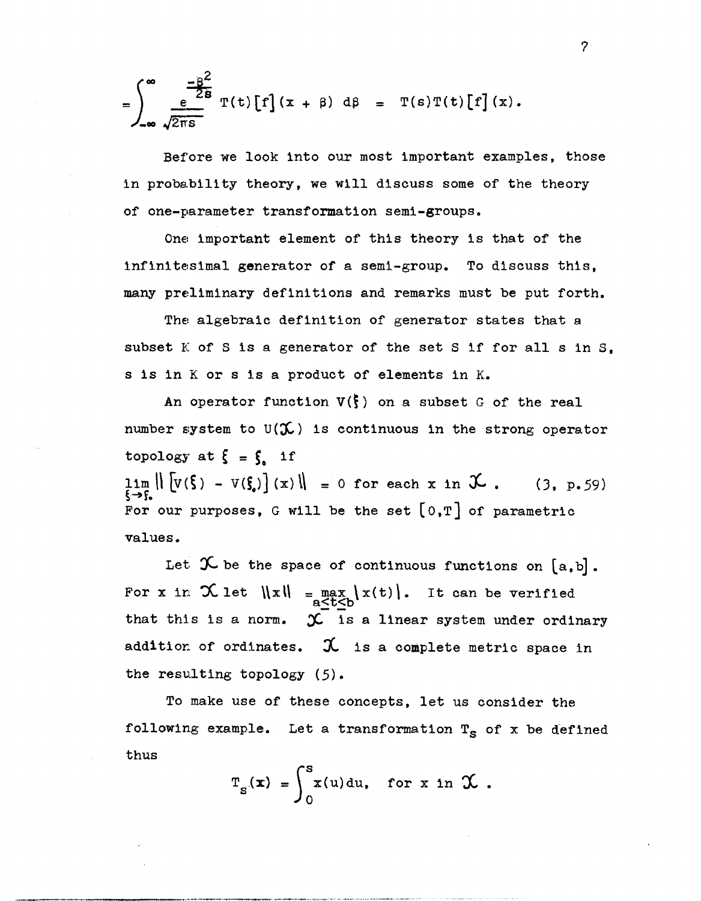$$= \int_{-\infty}^{\infty} \frac{e^{\frac{-\beta^2}{2s}}}{\sqrt{2\pi s}} T(t)[f](x + \beta)\, d\beta = T(s)T(t)[f](x).$$

Before we look into our most important examples, those in probability theory, we will discuss some of the theory of one-parameter transformation semi-groups.

One important element of this theory is that of the infinitesimal generator of a semi-group. To discuss this, many preliminary definitions and remarks must be put forth.

The algebraic definition of generator states that a subset K of S is a generator of the set S if for all s in S, s is in K or s is a product of elements in K.

An operator function $V(\xi)$ on a subset G of the real number system to $U(\mathfrak{X})$ is continuous in the strong operator topology at $\xi = \xi_0$ if

$$\lim_{\xi \to \xi_0} \| [V(\xi) - V(\xi_0)](x) \| = 0 \text{ for each } x \text{ in } \mathfrak{X}. \quad (3, \text{ p.59})$$

For our purposes, G will be the set $[0,T]$ of parametric values.

Let $\mathfrak{X}$ be the space of continuous functions on $[a,b]$. For x in $\mathfrak{X}$ let $\|x\| = \max_{a \leq t \leq b} |x(t)|$. It can be verified that this is a norm. $\mathfrak{X}$ is a linear system under ordinary addition of ordinates. $\mathfrak{X}$ is a complete metric space in the resulting topology (5).

To make use of these concepts, let us consider the following example. Let a transformation $T_s$ of x be defined thus

$$T_s(x) = \int_0^s x(u)\,du, \quad \text{for x in } \mathfrak{X}.$$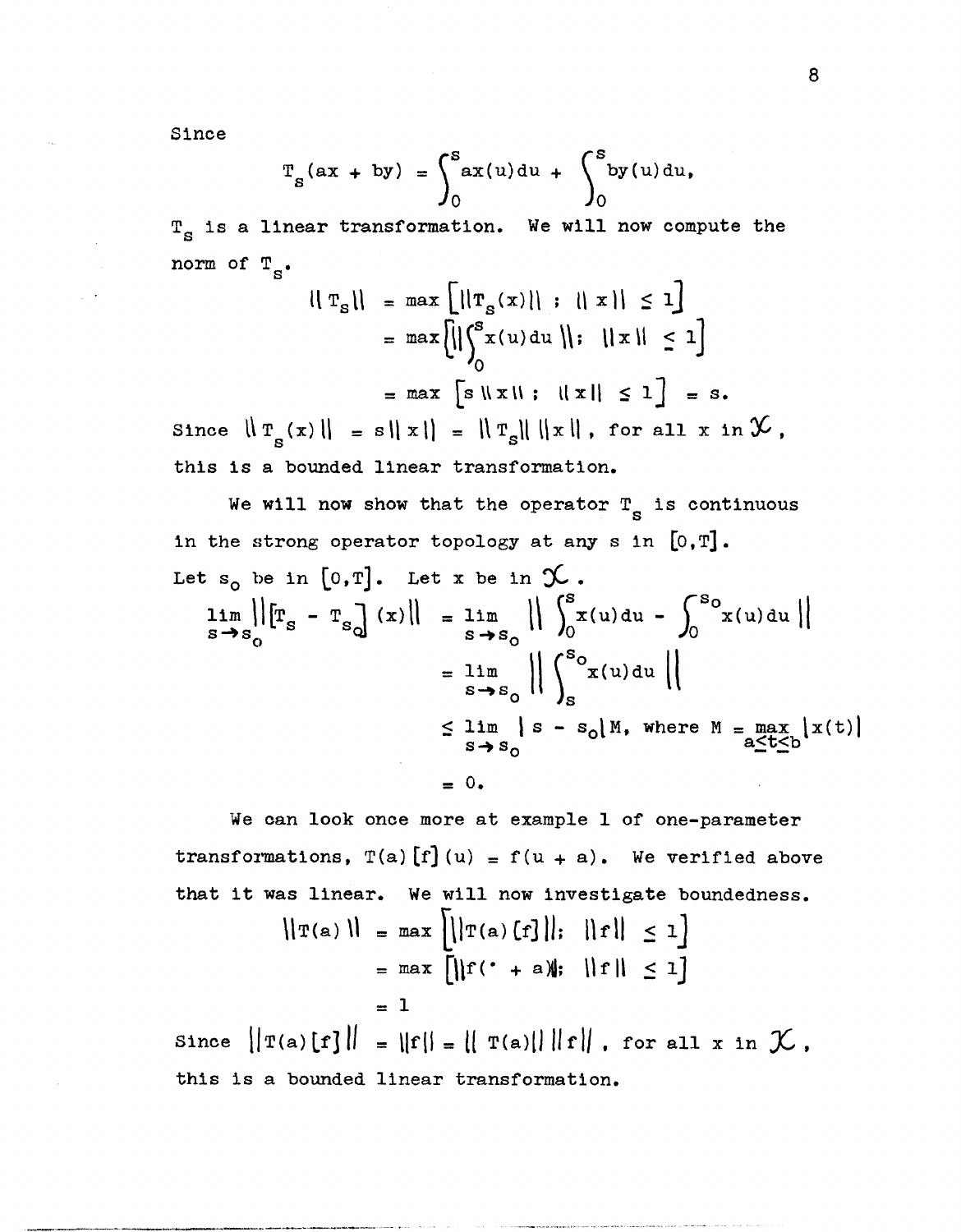Since

$$T_s(ax + by) = \int_0^s ax(u)du + \int_0^s by(u)du,$$

$T_s$ is a linear transformation. We will now compute the norm of $T_s$.

$$\begin{aligned} \|T_s\| &= \max\left[\|T_s(x)\| \; ; \; \|x\| \le 1\right] \\ &= \max\left[\left\|\int_0^s x(u)du\right\| ; \; \|x\| \le 1\right] \\ &= \max\left[s\|x\| \; ; \; \|x\| \le 1\right] = s. \end{aligned}$$

Since $\|T_s(x)\| = s\|x\| = \|T_s\|\,\|x\|$, for all $x$ in $\mathcal{X}$, this is a bounded linear transformation.

We will now show that the operator $T_s$ is continuous in the strong operator topology at any $s$ in $[0,T]$. Let $s_0$ be in $[0,T]$. Let $x$ be in $\mathcal{X}$.

$$\begin{aligned} \lim_{s \to s_0} \left\|\left[T_s - T_{s_0}\right](x)\right\| &= \lim_{s \to s_0} \left\| \int_0^s x(u)du - \int_0^{s_0} x(u)du \right\| \\ &= \lim_{s \to s_0} \left\| \int_s^{s_0} x(u)du \right\| \\ &\le \lim_{s \to s_0} |s - s_0| M, \text{ where } M = \max_{a \le t \le b} |x(t)| \\ &= 0. \end{aligned}$$

We can look once more at example 1 of one-parameter transformations, $T(a)[f](u) = f(u + a)$. We verified above that it was linear. We will now investigate boundedness.

$$\begin{aligned} \|T(a)\| &= \max\left[\|T(a)[f]\|; \; \|f\| \le 1\right] \\ &= \max\left[\|f(\cdot + a)\|; \; \|f\| \le 1\right] \\ &= 1 \end{aligned}$$

Since $\|T(a)[f]\| = \|f\| = \|T(a)\|\,\|f\|$, for all $x$ in $\mathcal{X}$, this is a bounded linear transformation.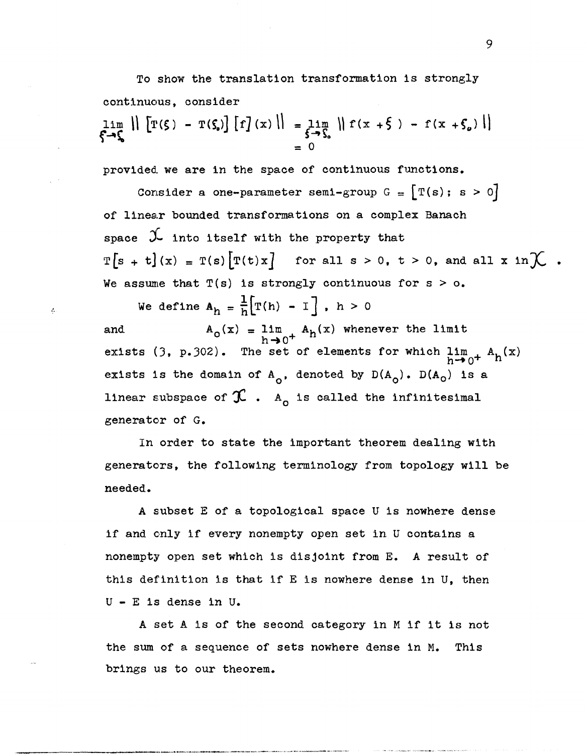To show the translation transformation is strongly continuous, consider

$$\lim_{\xi \to \xi_0} \| [T(\xi) - T(\xi_0)] [f](x) \| = \lim_{\xi \to \xi_0} \| f(x + \xi) - f(x + \xi_0) \| = 0$$

provided we are in the space of continuous functions.

Consider a one-parameter semi-group $G = [T(s); s > 0]$ of linear bounded transformations on a complex Banach space $\mathcal{X}$ into itself with the property that $T[s + t](x) = T(s)[T(t)x]$ for all $s > 0$, $t > 0$, and all $x$ in $\mathcal{X}$. We assume that $T(s)$ is strongly continuous for $s > 0$.

We define $A_h = \frac{1}{h}[T(h) - I]$, $h > 0$

and $\quad A_0(x) = \lim_{h \to 0^+} A_h(x)$ whenever the limit exists (3, p.302). The set of elements for which $\lim_{h \to 0^+} A_h(x)$ exists is the domain of $A_0$, denoted by $D(A_0)$. $D(A_0)$ is a linear subspace of $\mathcal{X}$. $A_0$ is called the infinitesimal generator of $G$.

In order to state the important theorem dealing with generators, the following terminology from topology will be needed.

A subset E of a topological space U is nowhere dense if and only if every nonempty open set in U contains a nonempty open set which is disjoint from E. A result of this definition is that if E is nowhere dense in U, then U - E is dense in U.

A set A is of the second category in M if it is not the sum of a sequence of sets nowhere dense in M. This brings us to our theorem.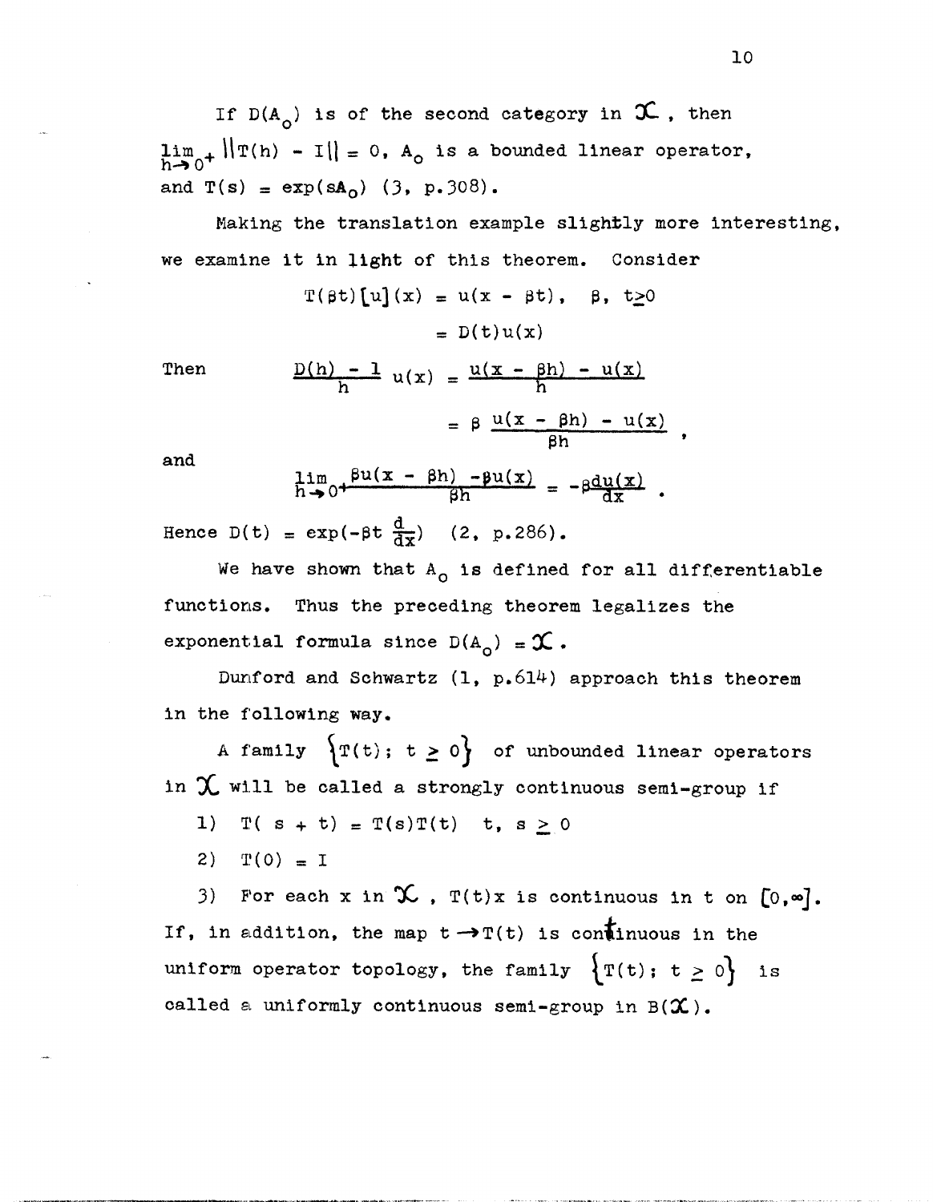If $D(A_0)$ is of the second category in $\mathfrak{X}$, then $\lim_{h\to 0^+} \|T(h) - I\| = 0$, $A_0$ is a bounded linear operator, and $T(s) = \exp(sA_0)$ (3, p.308).

Making the translation example slightly more interesting, we examine it in light of this theorem. Consider

$$T(\beta t)[u](x) = u(x - \beta t), \quad \beta,\ t \geq 0$$

$$= D(t)u(x)$$

Then

$$\frac{D(h) - 1}{h} u(x) = \frac{u(x - \beta h) - u(x)}{h}$$

$$= \beta \frac{u(x - \beta h) - u(x)}{\beta h},$$

and

$$\lim_{h\to 0^+} \frac{\beta u(x - \beta h) - \beta u(x)}{\beta h} = -\beta \frac{du(x)}{dx}.$$

Hence $D(t) = \exp(-\beta t \frac{d}{dx})$ (2, p.286).

We have shown that $A_0$ is defined for all differentiable functions. Thus the preceding theorem legalizes the exponential formula since $D(A_0) = \mathfrak{X}$.

Dunford and Schwartz (1, p.614) approach this theorem in the following way.

A family $\{T(t);\ t \geq 0\}$ of unbounded linear operators in $\mathfrak{X}$ will be called a strongly continuous semi-group if

1) $T(s + t) = T(s)T(t) \quad t,\ s \geq 0$

2) $T(0) = I$

3) For each x in $\mathfrak{X}$, $T(t)x$ is continuous in t on $[0, \infty]$.

If, in addition, the map $t \to T(t)$ is continuous in the uniform operator topology, the family $\{T(t);\ t \geq 0\}$ is called a uniformly continuous semi-group in $B(\mathfrak{X})$.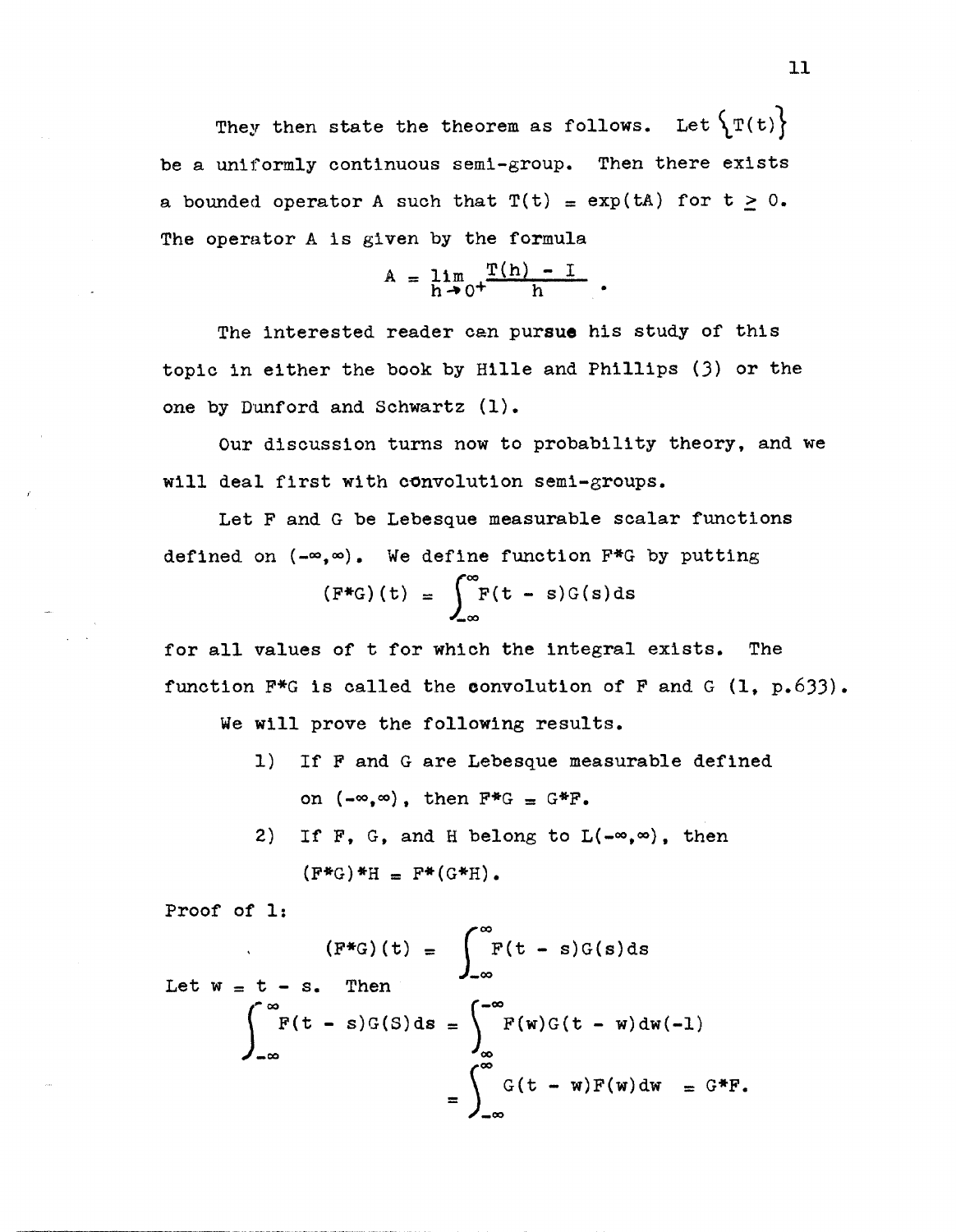They then state the theorem as follows. Let $\{T(t)\}$ be a uniformly continuous semi-group. Then there exists a bounded operator A such that $T(t) = \exp(tA)$ for $t \geq 0$. The operator A is given by the formula

$$A = \lim_{h \to 0^+} \frac{T(h) - I}{h} .$$

The interested reader can pursue his study of this topic in either the book by Hille and Phillips (3) or the one by Dunford and Schwartz (1).

Our discussion turns now to probability theory, and we will deal first with convolution semi-groups.

Let F and G be Lebesque measurable scalar functions defined on $(-\infty,\infty)$. We define function $F*G$ by putting

$$(F*G)(t) = \int_{-\infty}^{\infty} F(t - s)G(s)ds$$

for all values of t for which the integral exists. The function $F*G$ is called the convolution of F and G (1, p.633).

We will prove the following results.

1) If F and G are Lebesque measurable defined on $(-\infty,\infty)$, then $F*G = G*F$.
2) If F, G, and H belong to $L(-\infty,\infty)$, then $(F*G)*H = F*(G*H)$.

Proof of 1:

$$(F*G)(t) = \int_{-\infty}^{\infty} F(t - s)G(s)ds$$

Let $w = t - s$. Then

$$\int_{-\infty}^{\infty} F(t - s)G(S)ds = \int_{\infty}^{-\infty} F(w)G(t - w)dw(-1)$$

$$= \int_{-\infty}^{\infty} G(t - w)F(w)dw = G*F.$$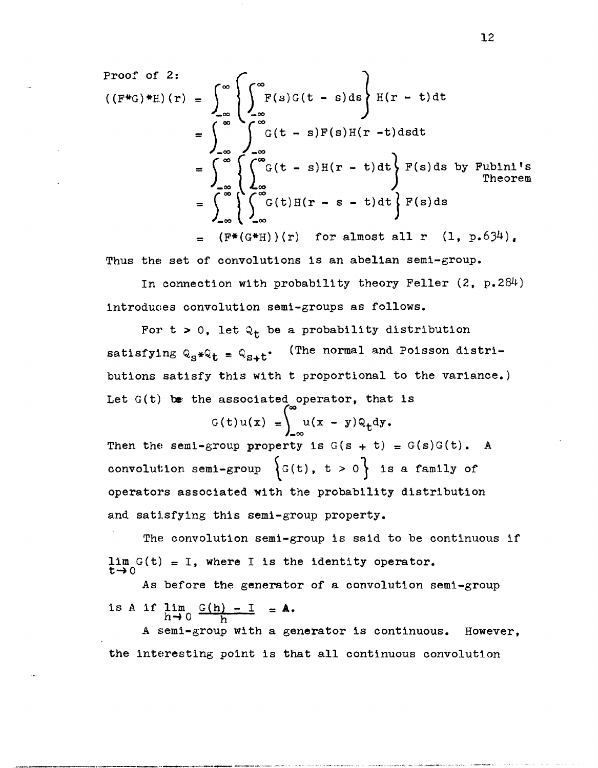Proof of 2:

$$
\begin{aligned}
((F*G)*H)(r) &= \int_{-\infty}^{\infty}\left\{\int_{-\infty}^{\infty} F(s)G(t-s)ds\right\} H(r-t)dt \\
&= \int_{-\infty}^{\infty}\int_{-\infty}^{\infty} G(t-s)F(s)H(r-t)dsdt \\
&= \int_{-\infty}^{\infty}\left\{\int_{-\infty}^{\infty} G(t-s)H(r-t)dt\right\} F(s)ds \quad \text{by Fubini's Theorem} \\
&= \int_{-\infty}^{\infty}\left\{\int_{-\infty}^{\infty} G(t)H(r-s-t)dt\right\} F(s)ds \\
&= (F*(G*H))(r) \quad \text{for almost all } r \quad (1, \text{p.}634).
\end{aligned}
$$

Thus the set of convolutions is an abelian semi-group.

In connection with probability theory Feller (2, p.284) introduces convolution semi-groups as follows.

For $t > 0$, let $Q_t$ be a probability distribution satisfying $Q_s*Q_t = Q_{s+t}$. (The normal and Poisson distributions satisfy this with t proportional to the variance.) Let $G(t)$ be the associated operator, that is

$$G(t)u(x) = \int_{-\infty}^{\infty} u(x-y)Q_t dy.$$

Then the semi-group property is $G(s+t) = G(s)G(t)$. A convolution semi-group $\left\{G(t),\ t > 0\right\}$ is a family of operators associated with the probability distribution and satisfying this semi-group property.

The convolution semi-group is said to be continuous if $\lim_{t\to 0} G(t) = I$, where I is the identity operator.

As before the generator of a convolution semi-group is A if $\lim_{h\to 0} \frac{G(h) - I}{h} = A$.

A semi-group with a generator is continuous. However, the interesting point is that all continuous convolution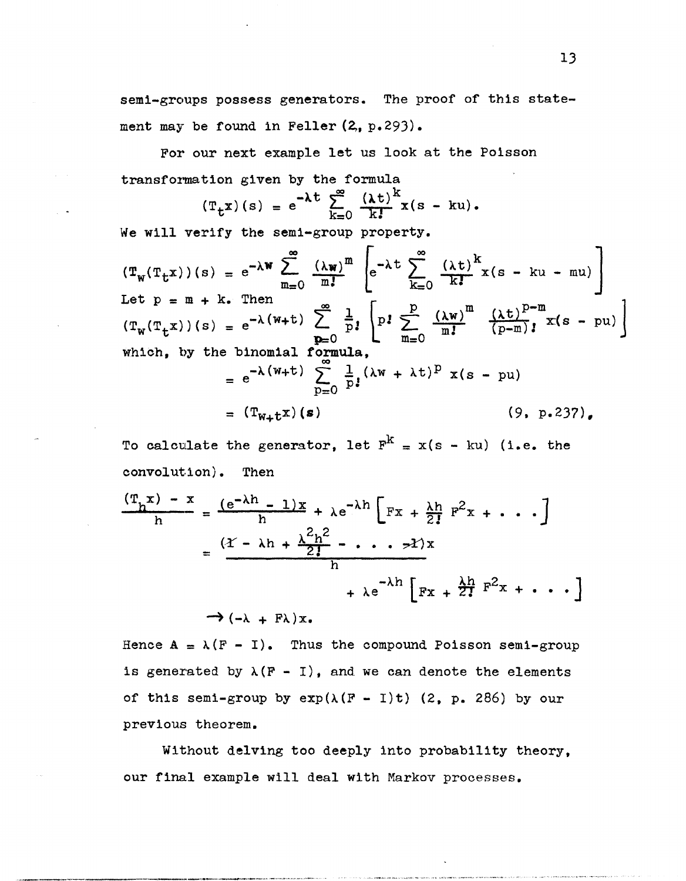semi-groups possess generators. The proof of this statement may be found in Feller (2, p.293).

For our next example let us look at the Poisson transformation given by the formula

$$(T_t x)(s) = e^{-\lambda t} \sum_{k=0}^{\infty} \frac{(\lambda t)^k}{k!} x(s - ku).$$

We will verify the semi-group property.

$$(T_w(T_t x))(s) = e^{-\lambda w} \sum_{m=0}^{\infty} \frac{(\lambda w)^m}{m!} \left[ e^{-\lambda t} \sum_{k=0}^{\infty} \frac{(\lambda t)^k}{k!} x(s - ku - mu) \right]$$

Let $p = m + k$. Then

$$(T_w(T_t x))(s) = e^{-\lambda(w+t)} \sum_{p=0}^{\infty} \frac{1}{p!} \left[ p! \sum_{m=0}^{p} \frac{(\lambda w)^m}{m!} \frac{(\lambda t)^{p-m}}{(p-m)!} x(s - pu) \right]$$

which, by the binomial formula,

$$= e^{-\lambda(w+t)} \sum_{p=0}^{\infty} \frac{1}{p!} (\lambda w + \lambda t)^p \, x(s - pu)$$

$$= (T_{w+t} x)(s) \qquad (9, \text{ p.}237),$$

To calculate the generator, let $F^k = x(s - ku)$ (i.e. the convolution). Then

$$\frac{(T_h x) - x}{h} = \frac{(e^{-\lambda h} - 1)x}{h} + \lambda e^{-\lambda h} \left[ Fx + \frac{\lambda h}{2!} F^2 x + \ldots \right]$$

$$= \frac{(1 - \lambda h + \frac{\lambda^2 h^2}{2!} - \ldots - 1)x}{h} + \lambda e^{-\lambda h} \left[ Fx + \frac{\lambda h}{2!} F^2 x + \ldots \right]$$

$$\rightarrow (-\lambda + F\lambda)x.$$

Hence $A = \lambda(F - I)$. Thus the compound Poisson semi-group is generated by $\lambda(F - I)$, and we can denote the elements of this semi-group by $\exp(\lambda(F - I)t)$ (2, p. 286) by our previous theorem.

Without delving too deeply into probability theory, our final example will deal with Markov processes.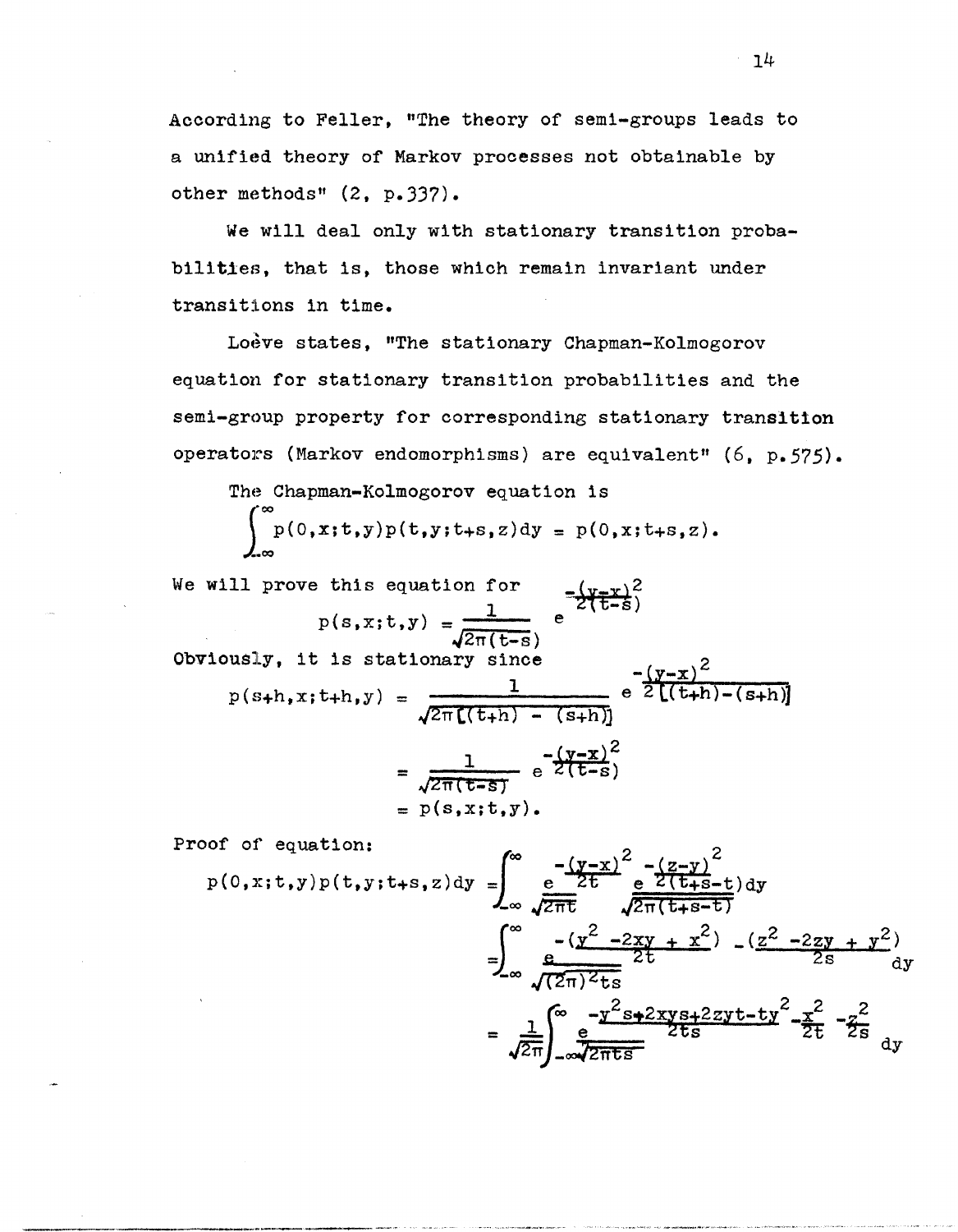According to Feller, "The theory of semi-groups leads to a unified theory of Markov processes not obtainable by other methods" (2, p.337).

We will deal only with stationary transition probabilities, that is, those which remain invariant under transitions in time.

Loève states, "The stationary Chapman-Kolmogorov equation for stationary transition probabilities and the semi-group property for corresponding stationary transition operators (Markov endomorphisms) are equivalent" (6, p.575).

The Chapman-Kolmogorov equation is

$$\int_{-\infty}^{\infty} p(0,x;t,y)p(t,y;t+s,z)dy = p(0,x;t+s,z).$$

We will prove this equation for

$$p(s,x;t,y) = \frac{1}{\sqrt{2\pi(t-s)}} e^{\frac{-(y-x)^2}{2(t-s)}}$$

Obviously, it is stationary since

$$p(s+h,x;t+h,y) = \frac{1}{\sqrt{2\pi[(t+h) - (s+h)]}} e^{\frac{-(y-x)^2}{2[(t+h)-(s+h)]}}$$

$$= \frac{1}{\sqrt{2\pi(t-s)}} e^{\frac{-(y-x)^2}{2(t-s)}}$$

$$= p(s,x;t,y).$$

Proof of equation:

$$p(0,x;t,y)p(t,y;t+s,z)dy = \int_{-\infty}^{\infty} \frac{e^{\frac{-(y-x)^2}{2t}}}{\sqrt{2\pi t}} \frac{e^{\frac{-(z-y)^2}{2(t+s-t)}}}{\sqrt{2\pi(t+s-t)}} dy$$

$$= \int_{-\infty}^{\infty} \frac{e^{\frac{-(y^2-2xy+x^2)}{2t} - \frac{(z^2-2zy+y^2)}{2s}}}{\sqrt{(2\pi)^2 ts}} dy$$

$$= \frac{1}{\sqrt{2\pi}} \int_{-\infty}^{\infty} \frac{e^{\frac{-y^2s+2xys+2zyt-ty^2}{2ts} - \frac{x^2}{2t} - \frac{z^2}{2s}}}{\sqrt{2\pi ts}} dy$$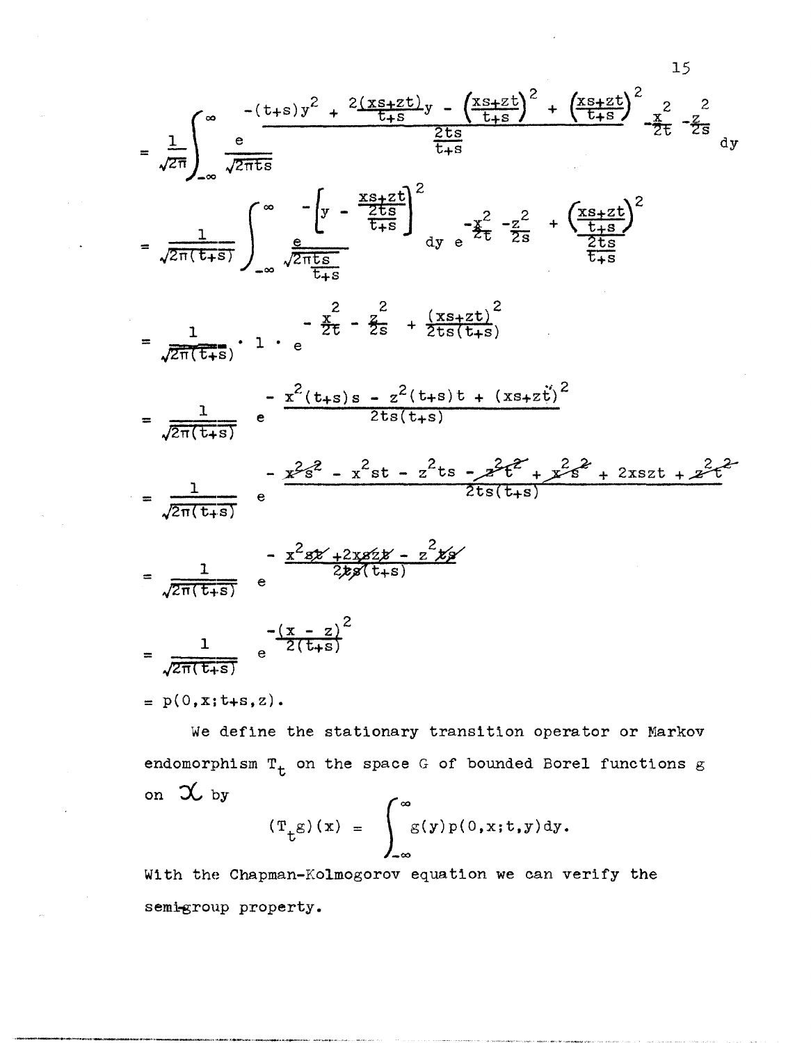$$= \frac{1}{\sqrt{2\pi}} \int_{-\infty}^{\infty} \frac{e^{\frac{-(t+s)y^2 + 2\frac{(xs+zt)}{t+s}y - \left(\frac{xs+zt}{t+s}\right)^2 + \left(\frac{xs+zt}{t+s}\right)^2}{\frac{2ts}{t+s}} - \frac{x^2}{2t} - \frac{z^2}{2s}}}{\sqrt{2\pi ts}} dy$$

$$= \frac{1}{\sqrt{2\pi(t+s)}} \int_{-\infty}^{\infty} \frac{e^{-\frac{\left[y - \frac{xs+zt}{t+s}\right]^2}{\frac{2ts}{t+s}}}}{\sqrt{2\pi \frac{ts}{t+s}}} dy \; e^{-\frac{x^2}{2t} - \frac{z^2}{2s} + \frac{\left(\frac{xs+zt}{t+s}\right)^2}{\frac{2ts}{t+s}}}$$

$$= \frac{1}{\sqrt{2\pi(t+s)}} \cdot 1 \cdot e^{-\frac{x^2}{2t} - \frac{z^2}{2s} + \frac{(xs+zt)^2}{2ts(t+s)}}$$

$$= \frac{1}{\sqrt{2\pi(t+s)}} \; e^{\frac{-x^2(t+s)s - z^2(t+s)t + (xs+zt)^2}{2ts(t+s)}}$$

$$= \frac{1}{\sqrt{2\pi(t+s)}} \; e^{\frac{-x^2s^2 - x^2st - z^2ts - z^2t^2 + x^2s^2 + 2xszt + z^2t^2}{2ts(t+s)}}$$

$$= \frac{1}{\sqrt{2\pi(t+s)}} \; e^{\frac{-x^2st + 2xszt - z^2ts}{2ts(t+s)}}$$

$$= \frac{1}{\sqrt{2\pi(t+s)}} \; e^{\frac{-(x-z)^2}{2(t+s)}}$$

$= p(0,x;t+s,z)$.

We define the stationary transition operator or Markov endomorphism $T_t$ on the space $G$ of bounded Borel functions $g$ on $\mathcal{X}$ by

$$(T_t g)(x) = \int_{-\infty}^{\infty} g(y)p(0,x;t,y)dy.$$

With the Chapman-Kolmogorov equation we can verify the semi-group property.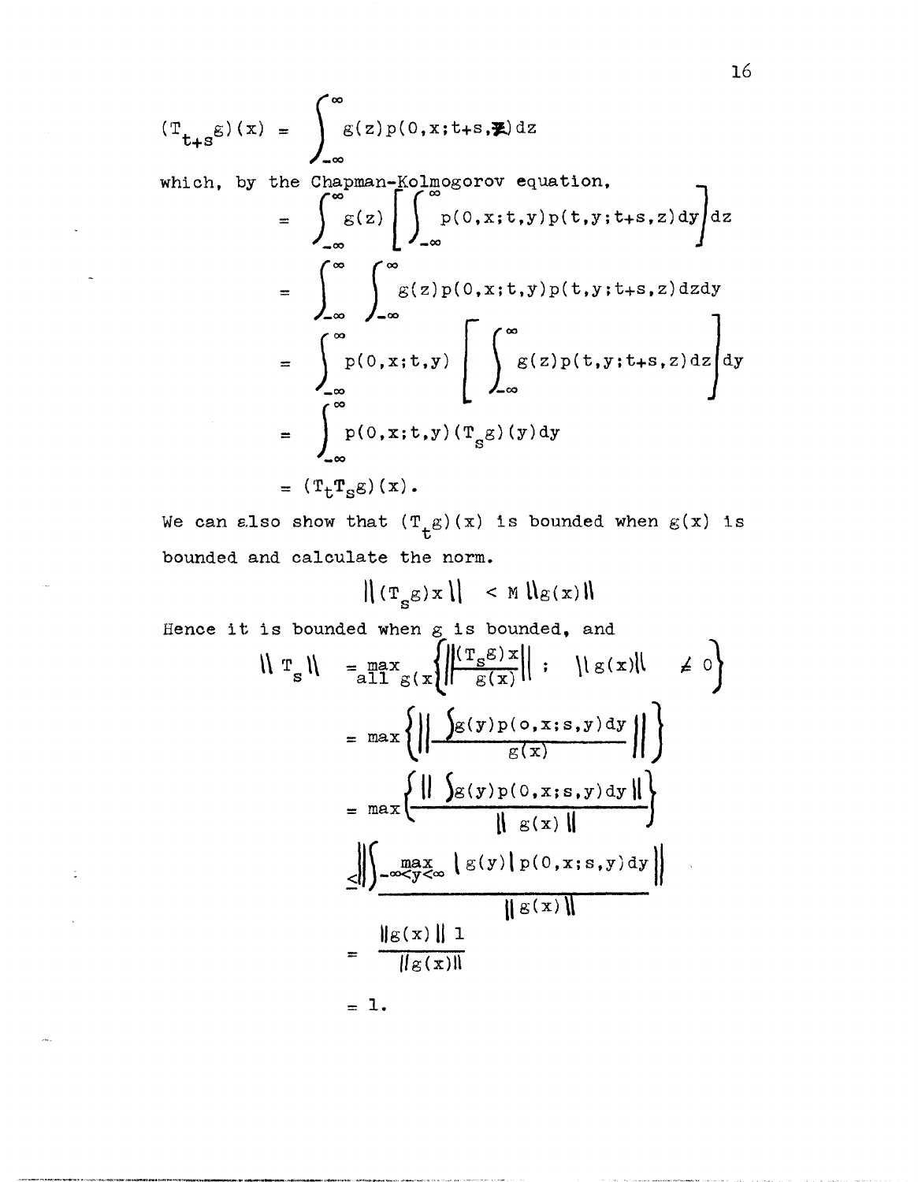$$(T_{t+s}g)(x) = \int_{-\infty}^{\infty} g(z)p(0,x;t+s,z)\,dz$$

which, by the Chapman-Kolmogorov equation,

$$= \int_{-\infty}^{\infty} g(z)\left[\int_{-\infty}^{\infty} p(0,x;t,y)p(t,y;t+s,z)\,dy\right]dz$$

$$= \int_{-\infty}^{\infty}\int_{-\infty}^{\infty} g(z)p(0,x;t,y)p(t,y;t+s,z)\,dz\,dy$$

$$= \int_{-\infty}^{\infty} p(0,x;t,y)\left[\int_{-\infty}^{\infty} g(z)p(t,y;t+s,z)\,dz\right]dy$$

$$= \int_{-\infty}^{\infty} p(0,x;t,y)(T_s g)(y)\,dy$$

$$= (T_t T_s g)(x).$$

We can also show that $(T_t g)(x)$ is bounded when $g(x)$ is bounded and calculate the norm.

$$\|(T_s g)x\| < M\|g(x)\|$$

Hence it is bounded when $g$ is bounded, and

$$\|T_s\| = \max_{\text{all } g(x)}\left\{\left\|\frac{(T_s g)x}{g(x)}\right\|;\ \|g(x)\| \neq 0\right\}$$

$$= \max\left\{\left\|\frac{\int g(y)p(0,x;s,y)\,dy}{g(x)}\right\|\right\}$$

$$= \max\left\{\frac{\left\|\int g(y)p(0,x;s,y)\,dy\right\|}{\|g(x)\|}\right\}$$

$$\leq \frac{\left\|\int_{-\infty}^{\infty} \max_{-\infty<y<\infty}|g(y)|\,p(0,x;s,y)\,dy\right\|}{\|g(x)\|}$$

$$= \frac{\|g(x)\|\,1}{\|g(x)\|}$$

$$= 1.$$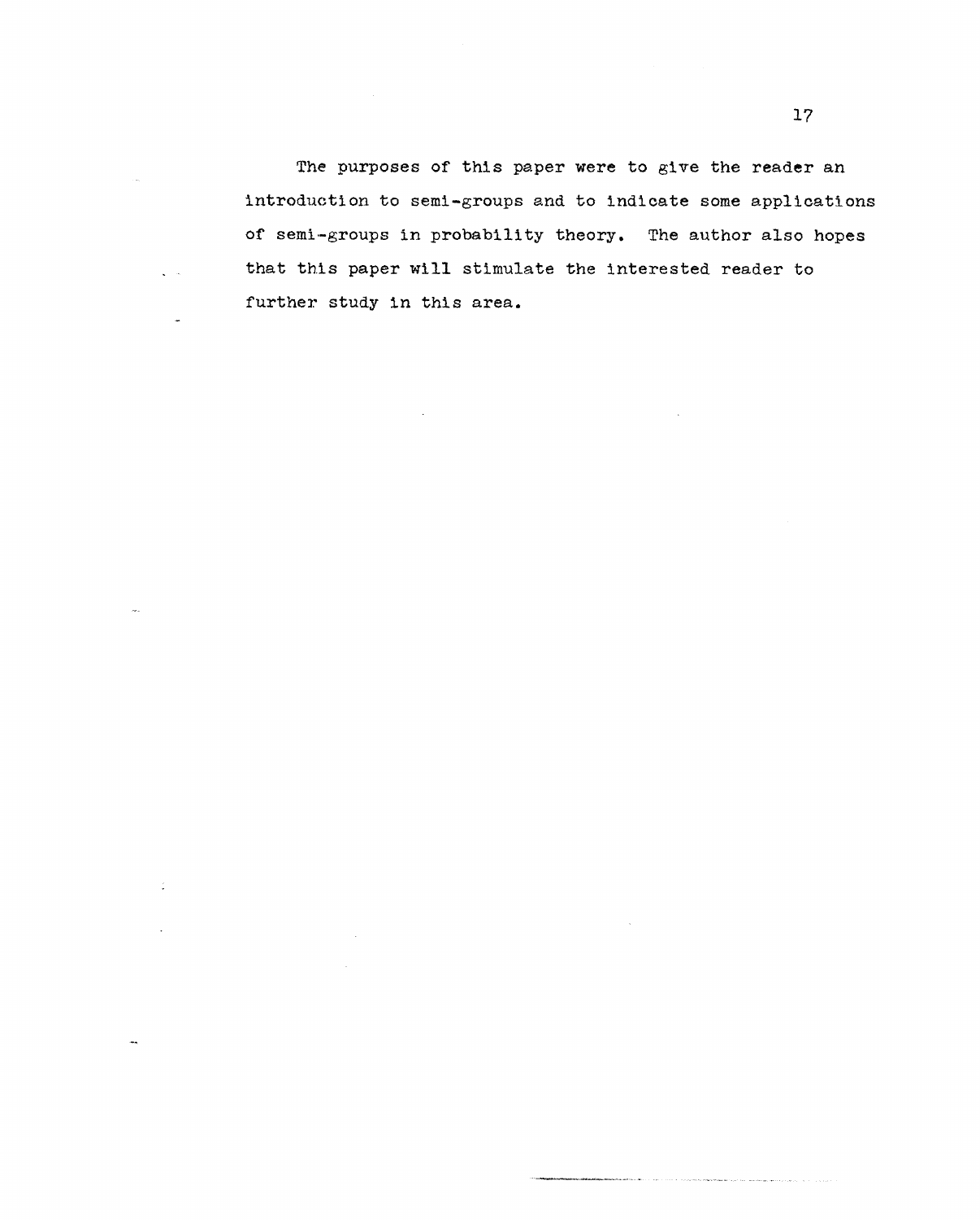The purposes of this paper were to give the reader an introduction to semi-groups and to indicate some applications of semi-groups in probability theory. The author also hopes that this paper will stimulate the interested reader to further study in this area.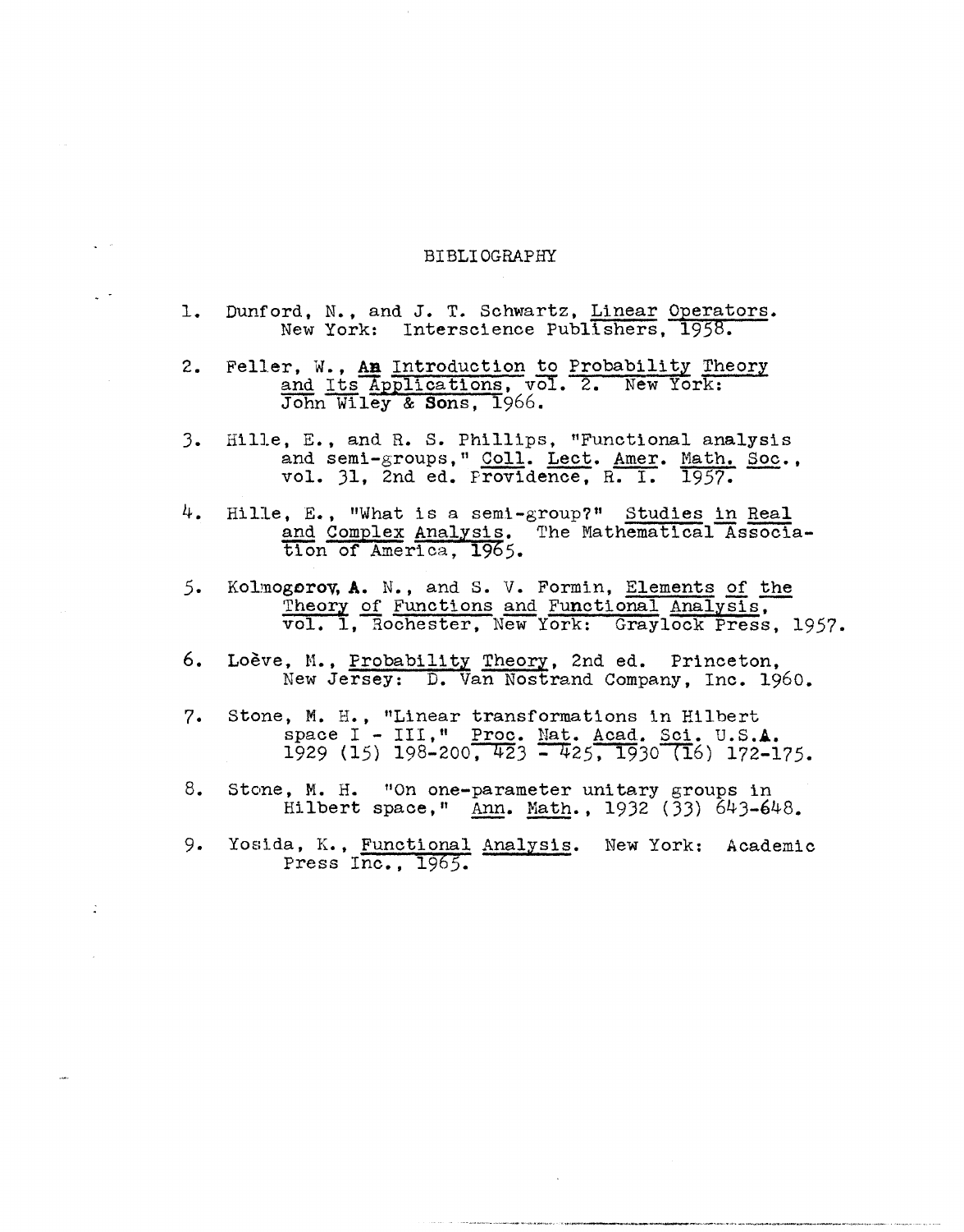# BIBLIOGRAPHY

1. Dunford, N., and J. T. Schwartz, Linear Operators. New York: Interscience Publishers, 1958.

2. Feller, W., An Introduction to Probability Theory and Its Applications, vol. 2. New York: John Wiley & Sons, 1966.

3. Hille, E., and R. S. Phillips, "Functional analysis and semi-groups," Coll. Lect. Amer. Math. Soc., vol. 31, 2nd ed. Providence, R. I. 1957.

4. Hille, E., "What is a semi-group?" Studies in Real and Complex Analysis. The Mathematical Association of America, 1965.

5. Kolmogorov, A. N., and S. V. Formin, Elements of the Theory of Functions and Functional Analysis, vol. 1, Rochester, New York: Graylock Press, 1957.

6. Loève, M., Probability Theory, 2nd ed. Princeton, New Jersey: D. Van Nostrand Company, Inc. 1960.

7. Stone, M. H., "Linear transformations in Hilbert space I - III," Proc. Nat. Acad. Sci. U.S.A. 1929 (15) 198-200, 423 - 425, 1930 (16) 172-175.

8. Stone, M. H. "On one-parameter unitary groups in Hilbert space," Ann. Math., 1932 (33) 643-648.

9. Yosida, K., Functional Analysis. New York: Academic Press Inc., 1965.